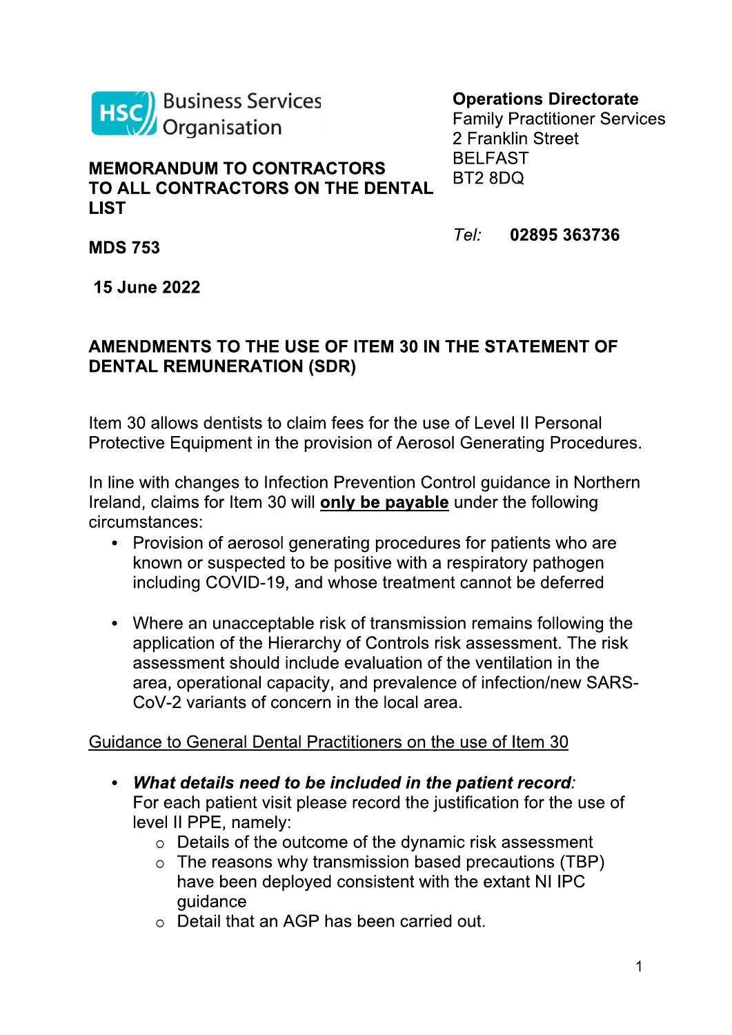Business Services Organisation

**Operations Directorate**
Family Practitioner Services
2 Franklin Street
BELFAST
BT2 8DQ

*Tel:* **02895 363736**

**MEMORANDUM TO CONTRACTORS**
**TO ALL CONTRACTORS ON THE DENTAL LIST**

**MDS 753**

**15 June 2022**

**AMENDMENTS TO THE USE OF ITEM 30 IN THE STATEMENT OF DENTAL REMUNERATION (SDR)**

Item 30 allows dentists to claim fees for the use of Level II Personal Protective Equipment in the provision of Aerosol Generating Procedures.

In line with changes to Infection Prevention Control guidance in Northern Ireland, claims for Item 30 will **only be payable** under the following circumstances:

- Provision of aerosol generating procedures for patients who are known or suspected to be positive with a respiratory pathogen including COVID-19, and whose treatment cannot be deferred
- Where an unacceptable risk of transmission remains following the application of the Hierarchy of Controls risk assessment. The risk assessment should include evaluation of the ventilation in the area, operational capacity, and prevalence of infection/new SARS-CoV-2 variants of concern in the local area.

Guidance to General Dental Practitioners on the use of Item 30

- ***What details need to be included in the patient record***:
  For each patient visit please record the justification for the use of level II PPE, namely:
  - Details of the outcome of the dynamic risk assessment
  - The reasons why transmission based precautions (TBP) have been deployed consistent with the extant NI IPC guidance
  - Detail that an AGP has been carried out.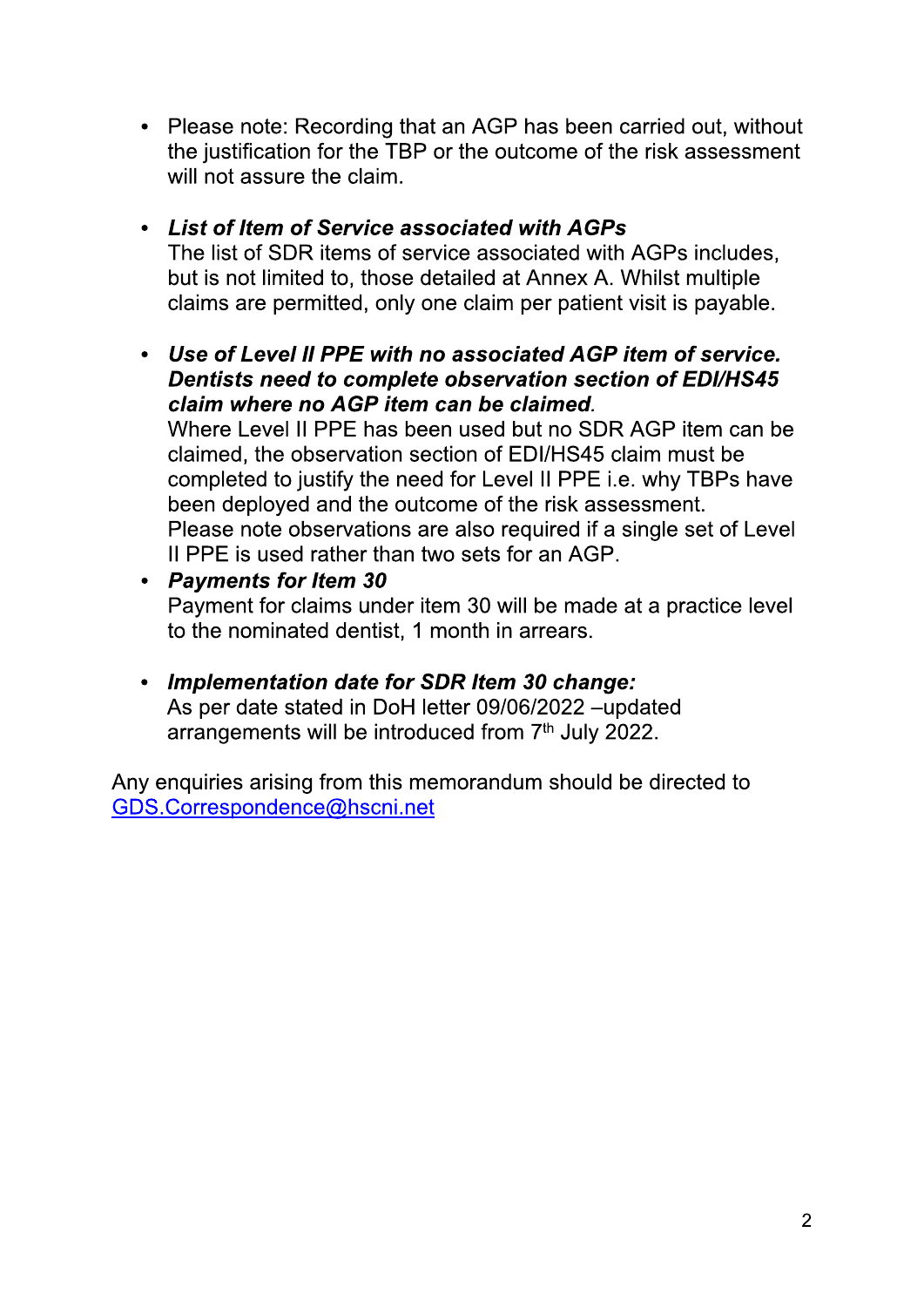- Please note: Recording that an AGP has been carried out, without the justification for the TBP or the outcome of the risk assessment will not assure the claim.

- ***List of Item of Service associated with AGPs***
  The list of SDR items of service associated with AGPs includes, but is not limited to, those detailed at Annex A. Whilst multiple claims are permitted, only one claim per patient visit is payable.

- ***Use of Level II PPE with no associated AGP item of service. Dentists need to complete observation section of EDI/HS45 claim where no AGP item can be claimed.***
  Where Level II PPE has been used but no SDR AGP item can be claimed, the observation section of EDI/HS45 claim must be completed to justify the need for Level II PPE i.e. why TBPs have been deployed and the outcome of the risk assessment.
  Please note observations are also required if a single set of Level II PPE is used rather than two sets for an AGP.
- ***Payments for Item 30***
  Payment for claims under item 30 will be made at a practice level to the nominated dentist, 1 month in arrears.

- ***Implementation date for SDR Item 30 change:***
  As per date stated in DoH letter 09/06/2022 –updated arrangements will be introduced from 7th July 2022.

Any enquiries arising from this memorandum should be directed to [GDS.Correspondence@hscni.net](mailto:GDS.Correspondence@hscni.net)